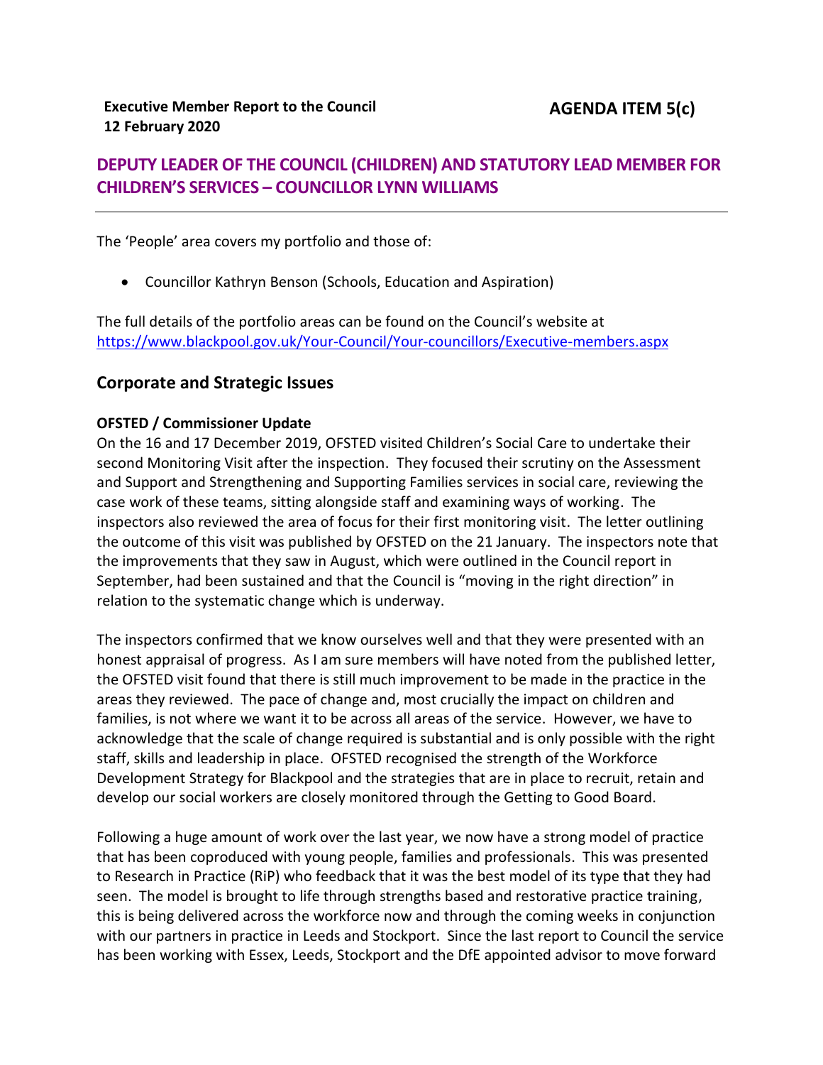**Executive Member Report to the Council**
**12 February 2020**

**AGENDA ITEM 5(c)**

## DEPUTY LEADER OF THE COUNCIL (CHILDREN) AND STATUTORY LEAD MEMBER FOR CHILDREN'S SERVICES – COUNCILLOR LYNN WILLIAMS

---

The 'People' area covers my portfolio and those of:

- Councillor Kathryn Benson (Schools, Education and Aspiration)

The full details of the portfolio areas can be found on the Council's website at https://www.blackpool.gov.uk/Your-Council/Your-councillors/Executive-members.aspx

## Corporate and Strategic Issues

### OFSTED / Commissioner Update

On the 16 and 17 December 2019, OFSTED visited Children's Social Care to undertake their second Monitoring Visit after the inspection. They focused their scrutiny on the Assessment and Support and Strengthening and Supporting Families services in social care, reviewing the case work of these teams, sitting alongside staff and examining ways of working. The inspectors also reviewed the area of focus for their first monitoring visit. The letter outlining the outcome of this visit was published by OFSTED on the 21 January. The inspectors note that the improvements that they saw in August, which were outlined in the Council report in September, had been sustained and that the Council is "moving in the right direction" in relation to the systematic change which is underway.

The inspectors confirmed that we know ourselves well and that they were presented with an honest appraisal of progress. As I am sure members will have noted from the published letter, the OFSTED visit found that there is still much improvement to be made in the practice in the areas they reviewed. The pace of change and, most crucially the impact on children and families, is not where we want it to be across all areas of the service. However, we have to acknowledge that the scale of change required is substantial and is only possible with the right staff, skills and leadership in place. OFSTED recognised the strength of the Workforce Development Strategy for Blackpool and the strategies that are in place to recruit, retain and develop our social workers are closely monitored through the Getting to Good Board.

Following a huge amount of work over the last year, we now have a strong model of practice that has been coproduced with young people, families and professionals. This was presented to Research in Practice (RiP) who feedback that it was the best model of its type that they had seen. The model is brought to life through strengths based and restorative practice training, this is being delivered across the workforce now and through the coming weeks in conjunction with our partners in practice in Leeds and Stockport. Since the last report to Council the service has been working with Essex, Leeds, Stockport and the DfE appointed advisor to move forward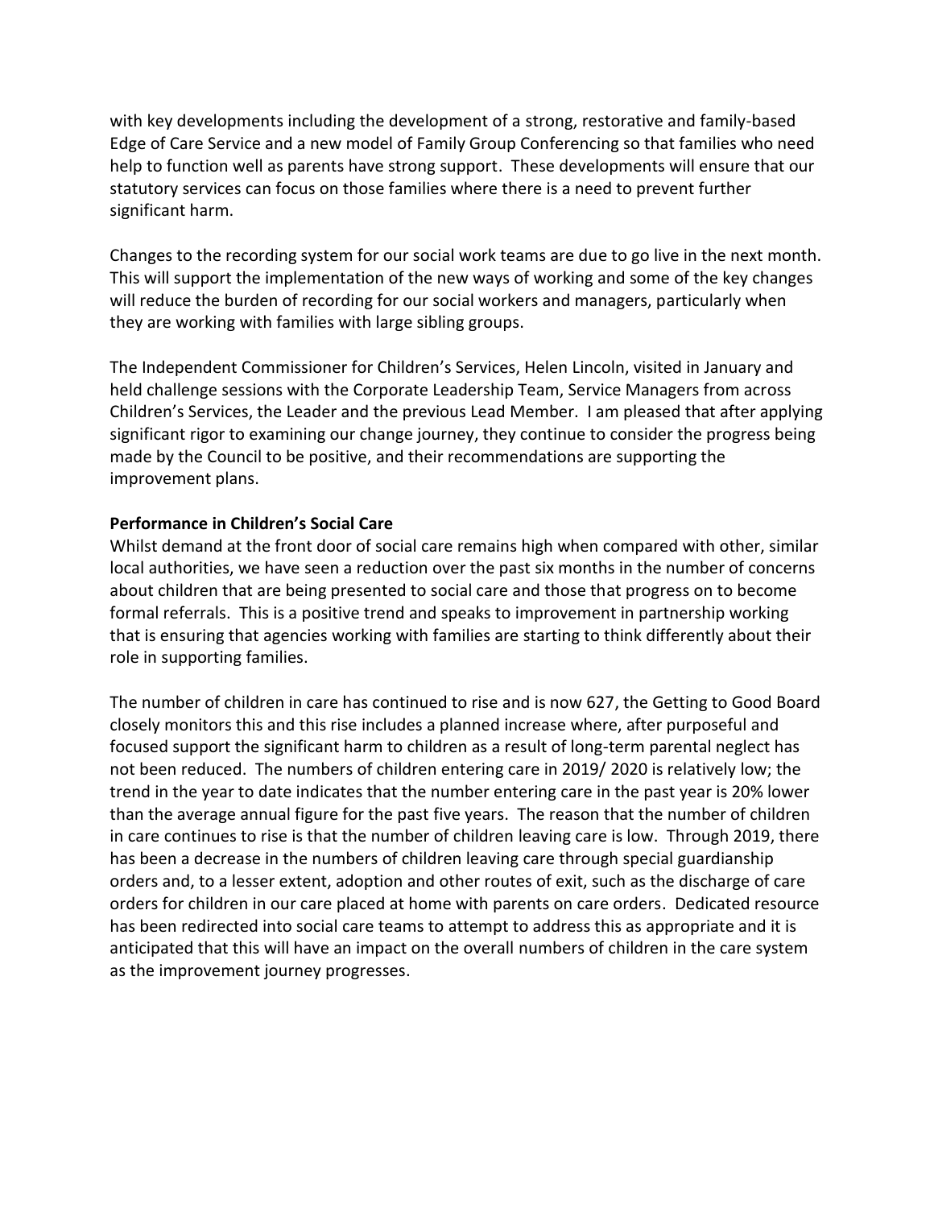with key developments including the development of a strong, restorative and family-based Edge of Care Service and a new model of Family Group Conferencing so that families who need help to function well as parents have strong support. These developments will ensure that our statutory services can focus on those families where there is a need to prevent further significant harm.

Changes to the recording system for our social work teams are due to go live in the next month. This will support the implementation of the new ways of working and some of the key changes will reduce the burden of recording for our social workers and managers, particularly when they are working with families with large sibling groups.

The Independent Commissioner for Children's Services, Helen Lincoln, visited in January and held challenge sessions with the Corporate Leadership Team, Service Managers from across Children's Services, the Leader and the previous Lead Member. I am pleased that after applying significant rigor to examining our change journey, they continue to consider the progress being made by the Council to be positive, and their recommendations are supporting the improvement plans.

**Performance in Children's Social Care**

Whilst demand at the front door of social care remains high when compared with other, similar local authorities, we have seen a reduction over the past six months in the number of concerns about children that are being presented to social care and those that progress on to become formal referrals. This is a positive trend and speaks to improvement in partnership working that is ensuring that agencies working with families are starting to think differently about their role in supporting families.

The number of children in care has continued to rise and is now 627, the Getting to Good Board closely monitors this and this rise includes a planned increase where, after purposeful and focused support the significant harm to children as a result of long-term parental neglect has not been reduced. The numbers of children entering care in 2019/ 2020 is relatively low; the trend in the year to date indicates that the number entering care in the past year is 20% lower than the average annual figure for the past five years. The reason that the number of children in care continues to rise is that the number of children leaving care is low. Through 2019, there has been a decrease in the numbers of children leaving care through special guardianship orders and, to a lesser extent, adoption and other routes of exit, such as the discharge of care orders for children in our care placed at home with parents on care orders. Dedicated resource has been redirected into social care teams to attempt to address this as appropriate and it is anticipated that this will have an impact on the overall numbers of children in the care system as the improvement journey progresses.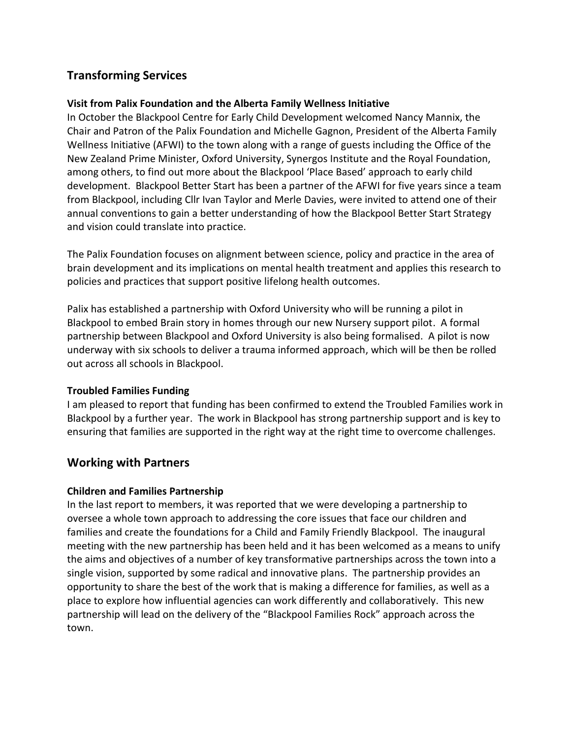## Transforming Services

### Visit from Palix Foundation and the Alberta Family Wellness Initiative

In October the Blackpool Centre for Early Child Development welcomed Nancy Mannix, the Chair and Patron of the Palix Foundation and Michelle Gagnon, President of the Alberta Family Wellness Initiative (AFWI) to the town along with a range of guests including the Office of the New Zealand Prime Minister, Oxford University, Synergos Institute and the Royal Foundation, among others, to find out more about the Blackpool 'Place Based' approach to early child development. Blackpool Better Start has been a partner of the AFWI for five years since a team from Blackpool, including Cllr Ivan Taylor and Merle Davies, were invited to attend one of their annual conventions to gain a better understanding of how the Blackpool Better Start Strategy and vision could translate into practice.

The Palix Foundation focuses on alignment between science, policy and practice in the area of brain development and its implications on mental health treatment and applies this research to policies and practices that support positive lifelong health outcomes.

Palix has established a partnership with Oxford University who will be running a pilot in Blackpool to embed Brain story in homes through our new Nursery support pilot. A formal partnership between Blackpool and Oxford University is also being formalised. A pilot is now underway with six schools to deliver a trauma informed approach, which will be then be rolled out across all schools in Blackpool.

### Troubled Families Funding

I am pleased to report that funding has been confirmed to extend the Troubled Families work in Blackpool by a further year. The work in Blackpool has strong partnership support and is key to ensuring that families are supported in the right way at the right time to overcome challenges.

## Working with Partners

### Children and Families Partnership

In the last report to members, it was reported that we were developing a partnership to oversee a whole town approach to addressing the core issues that face our children and families and create the foundations for a Child and Family Friendly Blackpool. The inaugural meeting with the new partnership has been held and it has been welcomed as a means to unify the aims and objectives of a number of key transformative partnerships across the town into a single vision, supported by some radical and innovative plans. The partnership provides an opportunity to share the best of the work that is making a difference for families, as well as a place to explore how influential agencies can work differently and collaboratively. This new partnership will lead on the delivery of the "Blackpool Families Rock" approach across the town.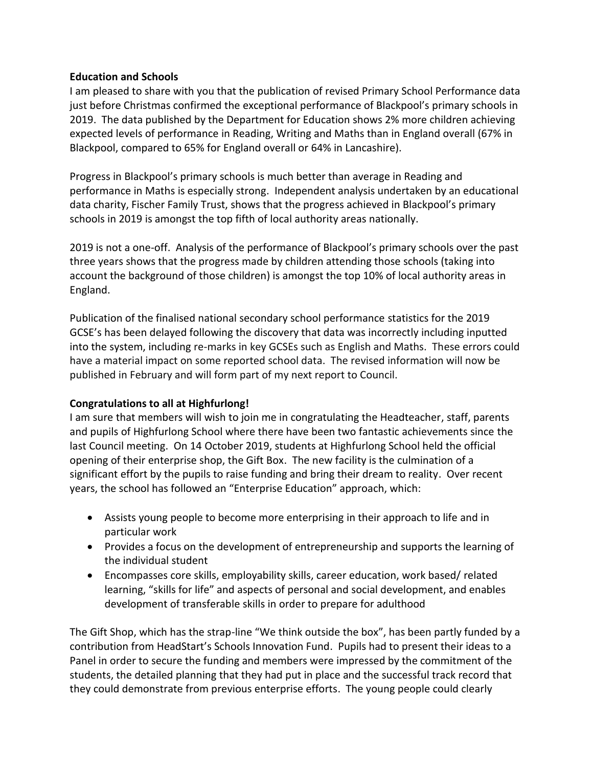**Education and Schools**

I am pleased to share with you that the publication of revised Primary School Performance data just before Christmas confirmed the exceptional performance of Blackpool's primary schools in 2019. The data published by the Department for Education shows 2% more children achieving expected levels of performance in Reading, Writing and Maths than in England overall (67% in Blackpool, compared to 65% for England overall or 64% in Lancashire).

Progress in Blackpool's primary schools is much better than average in Reading and performance in Maths is especially strong. Independent analysis undertaken by an educational data charity, Fischer Family Trust, shows that the progress achieved in Blackpool's primary schools in 2019 is amongst the top fifth of local authority areas nationally.

2019 is not a one-off. Analysis of the performance of Blackpool's primary schools over the past three years shows that the progress made by children attending those schools (taking into account the background of those children) is amongst the top 10% of local authority areas in England.

Publication of the finalised national secondary school performance statistics for the 2019 GCSE's has been delayed following the discovery that data was incorrectly including inputted into the system, including re-marks in key GCSEs such as English and Maths. These errors could have a material impact on some reported school data. The revised information will now be published in February and will form part of my next report to Council.

**Congratulations to all at Highfurlong!**

I am sure that members will wish to join me in congratulating the Headteacher, staff, parents and pupils of Highfurlong School where there have been two fantastic achievements since the last Council meeting. On 14 October 2019, students at Highfurlong School held the official opening of their enterprise shop, the Gift Box. The new facility is the culmination of a significant effort by the pupils to raise funding and bring their dream to reality. Over recent years, the school has followed an "Enterprise Education" approach, which:

- Assists young people to become more enterprising in their approach to life and in particular work
- Provides a focus on the development of entrepreneurship and supports the learning of the individual student
- Encompasses core skills, employability skills, career education, work based/ related learning, "skills for life" and aspects of personal and social development, and enables development of transferable skills in order to prepare for adulthood

The Gift Shop, which has the strap-line "We think outside the box", has been partly funded by a contribution from HeadStart's Schools Innovation Fund. Pupils had to present their ideas to a Panel in order to secure the funding and members were impressed by the commitment of the students, the detailed planning that they had put in place and the successful track record that they could demonstrate from previous enterprise efforts. The young people could clearly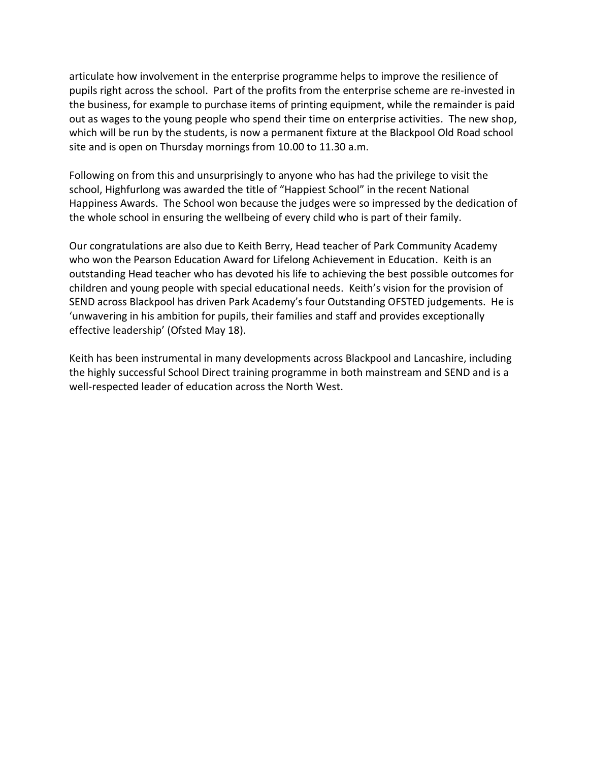articulate how involvement in the enterprise programme helps to improve the resilience of pupils right across the school. Part of the profits from the enterprise scheme are re-invested in the business, for example to purchase items of printing equipment, while the remainder is paid out as wages to the young people who spend their time on enterprise activities. The new shop, which will be run by the students, is now a permanent fixture at the Blackpool Old Road school site and is open on Thursday mornings from 10.00 to 11.30 a.m.

Following on from this and unsurprisingly to anyone who has had the privilege to visit the school, Highfurlong was awarded the title of "Happiest School" in the recent National Happiness Awards. The School won because the judges were so impressed by the dedication of the whole school in ensuring the wellbeing of every child who is part of their family.

Our congratulations are also due to Keith Berry, Head teacher of Park Community Academy who won the Pearson Education Award for Lifelong Achievement in Education. Keith is an outstanding Head teacher who has devoted his life to achieving the best possible outcomes for children and young people with special educational needs. Keith's vision for the provision of SEND across Blackpool has driven Park Academy's four Outstanding OFSTED judgements. He is 'unwavering in his ambition for pupils, their families and staff and provides exceptionally effective leadership' (Ofsted May 18).

Keith has been instrumental in many developments across Blackpool and Lancashire, including the highly successful School Direct training programme in both mainstream and SEND and is a well-respected leader of education across the North West.